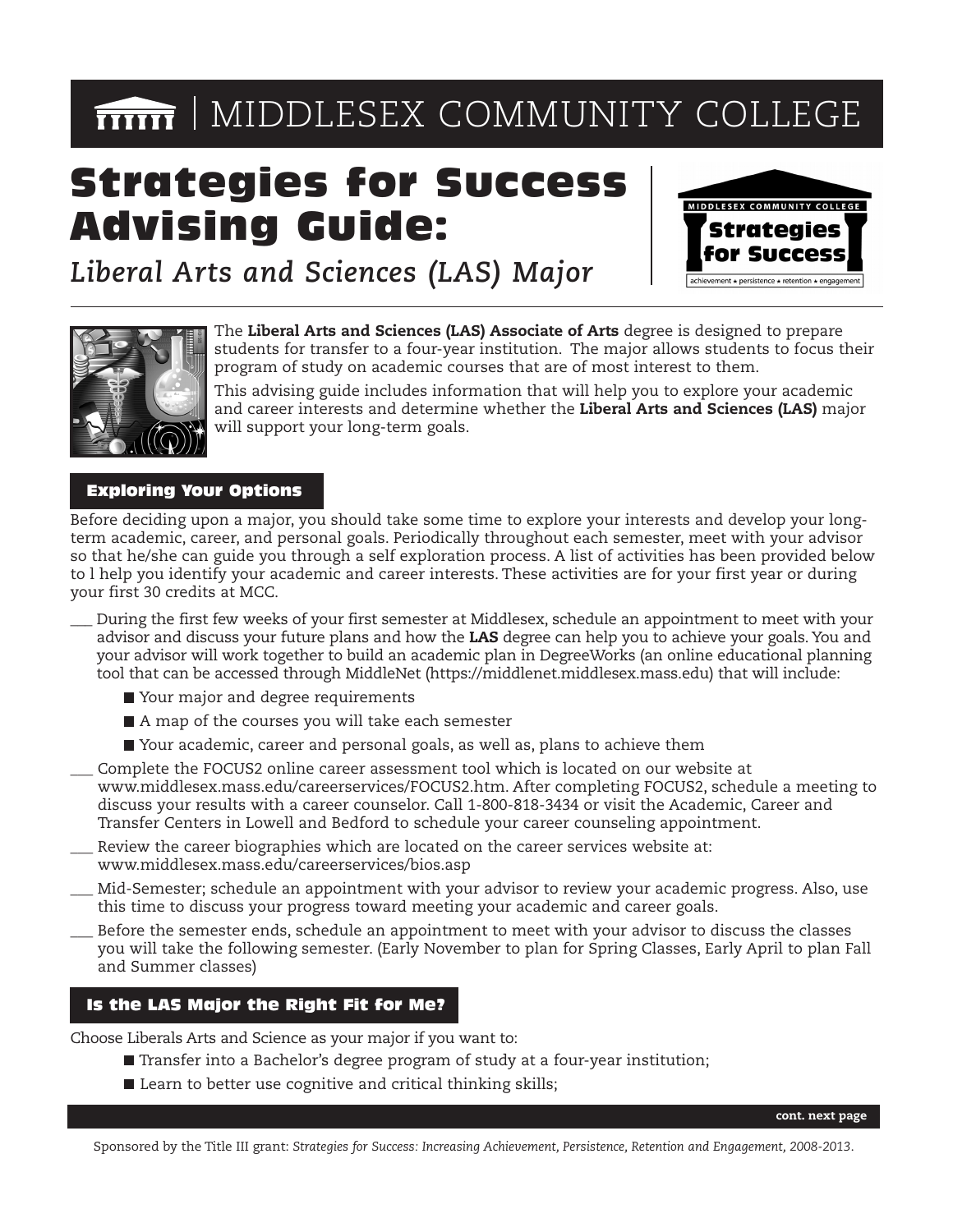# MIDDLESEX COMMUNITY COLLEGE

# Strategies for Success Advising Guide:

*Liberal Arts and Sciences (LAS) Major*

The **Liberal Arts and Sciences (LAS) Associate of Arts** degree is designed to prepare students for transfer to a four-year institution. The major allows students to focus their program of study on academic courses that are of most interest to them.

This advising guide includes information that will help you to explore your academic and career interests and determine whether the **Liberal Arts and Sciences (LAS)** major will support your long-term goals.

## Exploring Your Options

Before deciding upon a major, you should take some time to explore your interests and develop your long-term academic, career, and personal goals. Periodically throughout each semester, meet with your advisor so that he/she can guide you through a self exploration process. A list of activities has been provided below to l help you identify your academic and career interests. These activities are for your first year or during your first 30 credits at MCC.

___ During the first few weeks of your first semester at Middlesex, schedule an appointment to meet with your advisor and discuss your future plans and how the **LAS** degree can help you to achieve your goals. You and your advisor will work together to build an academic plan in DegreeWorks (an online educational planning tool that can be accessed through MiddleNet (https://middlenet.middlesex.mass.edu) that will include:

- Your major and degree requirements
- A map of the courses you will take each semester
- Your academic, career and personal goals, as well as, plans to achieve them

___ Complete the FOCUS2 online career assessment tool which is located on our website at www.middlesex.mass.edu/careerservices/FOCUS2.htm. After completing FOCUS2, schedule a meeting to discuss your results with a career counselor. Call 1-800-818-3434 or visit the Academic, Career and Transfer Centers in Lowell and Bedford to schedule your career counseling appointment.

___ Review the career biographies which are located on the career services website at: www.middlesex.mass.edu/careerservices/bios.asp

___ Mid-Semester; schedule an appointment with your advisor to review your academic progress. Also, use this time to discuss your progress toward meeting your academic and career goals.

___ Before the semester ends, schedule an appointment to meet with your advisor to discuss the classes you will take the following semester. (Early November to plan for Spring Classes, Early April to plan Fall and Summer classes)

## Is the LAS Major the Right Fit for Me?

Choose Liberals Arts and Science as your major if you want to:

- Transfer into a Bachelor's degree program of study at a four-year institution;
- Learn to better use cognitive and critical thinking skills;

**cont. next page**

Sponsored by the Title III grant: *Strategies for Success: Increasing Achievement, Persistence, Retention and Engagement, 2008-2013.*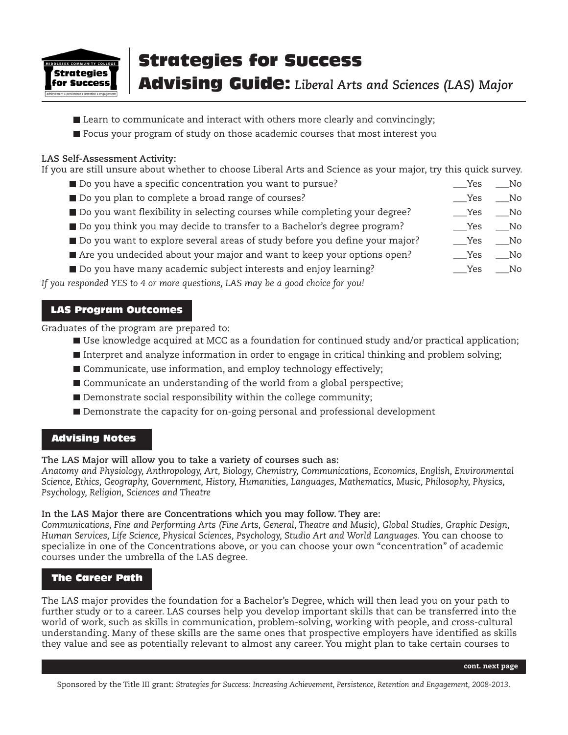- Learn to communicate and interact with others more clearly and convincingly;
- Focus your program of study on those academic courses that most interest you

**LAS Self-Assessment Activity:**
If you are still unsure about whether to choose Liberal Arts and Science as your major, try this quick survey.

- Do you have a specific concentration you want to pursue? ___Yes ___No
- Do you plan to complete a broad range of courses? ___Yes ___No
- Do you want flexibility in selecting courses while completing your degree? ___Yes ___No
- Do you think you may decide to transfer to a Bachelor's degree program? ___Yes ___No
- Do you want to explore several areas of study before you define your major? ___Yes ___No
- Are you undecided about your major and want to keep your options open? ___Yes ___No
- Do you have many academic subject interests and enjoy learning? ___Yes ___No

*If you responded YES to 4 or more questions, LAS may be a good choice for you!*

## LAS Program Outcomes

Graduates of the program are prepared to:

- Use knowledge acquired at MCC as a foundation for continued study and/or practical application;
- Interpret and analyze information in order to engage in critical thinking and problem solving;
- Communicate, use information, and employ technology effectively;
- Communicate an understanding of the world from a global perspective;
- Demonstrate social responsibility within the college community;
- Demonstrate the capacity for on-going personal and professional development

## Advising Notes

**The LAS Major will allow you to take a variety of courses such as:**
*Anatomy and Physiology, Anthropology, Art, Biology, Chemistry, Communications, Economics, English, Environmental Science, Ethics, Geography, Government, History, Humanities, Languages, Mathematics, Music, Philosophy, Physics, Psychology, Religion, Sciences and Theatre*

**In the LAS Major there are Concentrations which you may follow. They are:**
*Communications, Fine and Performing Arts (Fine Arts, General, Theatre and Music), Global Studies, Graphic Design, Human Services, Life Science, Physical Sciences, Psychology, Studio Art and World Languages.* You can choose to specialize in one of the Concentrations above, or you can choose your own "concentration" of academic courses under the umbrella of the LAS degree.

## The Career Path

The LAS major provides the foundation for a Bachelor's Degree, which will then lead you on your path to further study or to a career. LAS courses help you develop important skills that can be transferred into the world of work, such as skills in communication, problem-solving, working with people, and cross-cultural understanding. Many of these skills are the same ones that prospective employers have identified as skills they value and see as potentially relevant to almost any career. You might plan to take certain courses to

**cont. next page**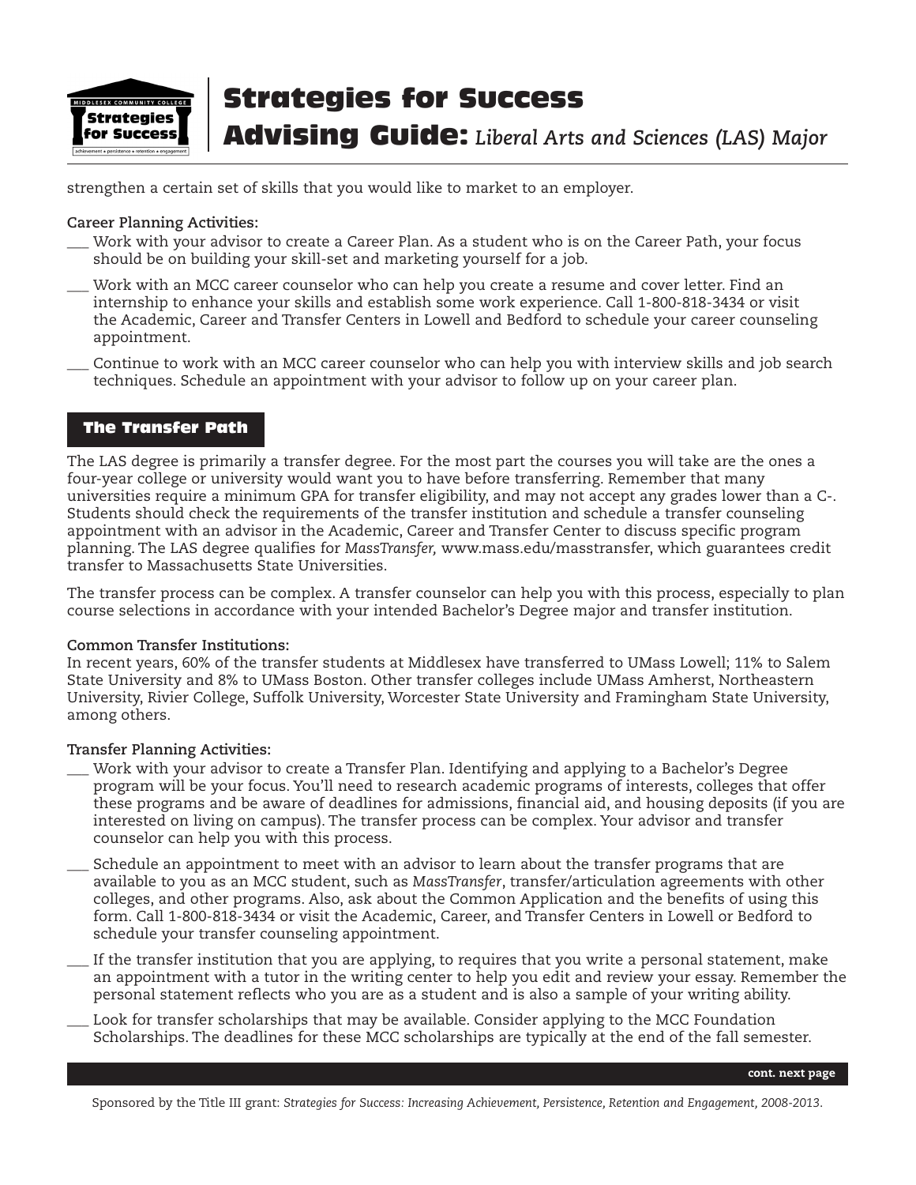strengthen a certain set of skills that you would like to market to an employer.

**Career Planning Activities:**

___ Work with your advisor to create a Career Plan. As a student who is on the Career Path, your focus should be on building your skill-set and marketing yourself for a job.

___ Work with an MCC career counselor who can help you create a resume and cover letter. Find an internship to enhance your skills and establish some work experience. Call 1-800-818-3434 or visit the Academic, Career and Transfer Centers in Lowell and Bedford to schedule your career counseling appointment.

___ Continue to work with an MCC career counselor who can help you with interview skills and job search techniques. Schedule an appointment with your advisor to follow up on your career plan.

## The Transfer Path

The LAS degree is primarily a transfer degree. For the most part the courses you will take are the ones a four-year college or university would want you to have before transferring. Remember that many universities require a minimum GPA for transfer eligibility, and may not accept any grades lower than a C-. Students should check the requirements of the transfer institution and schedule a transfer counseling appointment with an advisor in the Academic, Career and Transfer Center to discuss specific program planning. The LAS degree qualifies for *MassTransfer,* www.mass.edu/masstransfer, which guarantees credit transfer to Massachusetts State Universities.

The transfer process can be complex. A transfer counselor can help you with this process, especially to plan course selections in accordance with your intended Bachelor's Degree major and transfer institution.

**Common Transfer Institutions:**

In recent years, 60% of the transfer students at Middlesex have transferred to UMass Lowell; 11% to Salem State University and 8% to UMass Boston. Other transfer colleges include UMass Amherst, Northeastern University, Rivier College, Suffolk University, Worcester State University and Framingham State University, among others.

**Transfer Planning Activities:**

___ Work with your advisor to create a Transfer Plan. Identifying and applying to a Bachelor's Degree program will be your focus. You'll need to research academic programs of interests, colleges that offer these programs and be aware of deadlines for admissions, financial aid, and housing deposits (if you are interested on living on campus). The transfer process can be complex. Your advisor and transfer counselor can help you with this process.

___ Schedule an appointment to meet with an advisor to learn about the transfer programs that are available to you as an MCC student, such as *MassTransfer*, transfer/articulation agreements with other colleges, and other programs. Also, ask about the Common Application and the benefits of using this form. Call 1-800-818-3434 or visit the Academic, Career, and Transfer Centers in Lowell or Bedford to schedule your transfer counseling appointment.

___ If the transfer institution that you are applying, to requires that you write a personal statement, make an appointment with a tutor in the writing center to help you edit and review your essay. Remember the personal statement reflects who you are as a student and is also a sample of your writing ability.

___ Look for transfer scholarships that may be available. Consider applying to the MCC Foundation Scholarships. The deadlines for these MCC scholarships are typically at the end of the fall semester.

**cont. next page**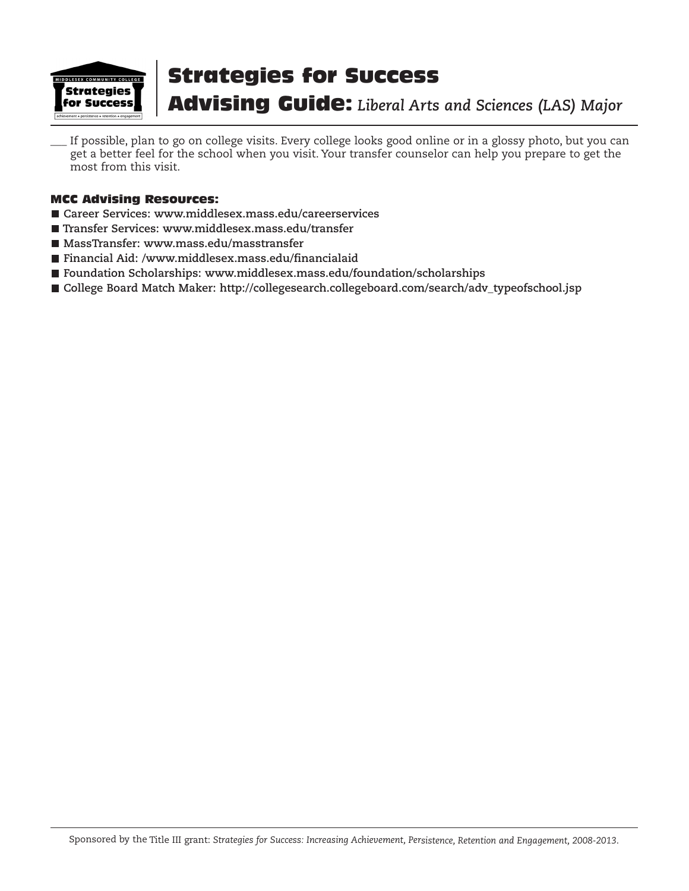___ If possible, plan to go on college visits. Every college looks good online or in a glossy photo, but you can get a better feel for the school when you visit. Your transfer counselor can help you prepare to get the most from this visit.

### MCC Advising Resources:

- **Career Services: www.middlesex.mass.edu/careerservices**
- **Transfer Services: www.middlesex.mass.edu/transfer**
- **MassTransfer: www.mass.edu/masstransfer**
- **Financial Aid: /www.middlesex.mass.edu/financialaid**
- **Foundation Scholarships: www.middlesex.mass.edu/foundation/scholarships**
- **College Board Match Maker: http://collegesearch.collegeboard.com/search/adv_typeofschool.jsp**